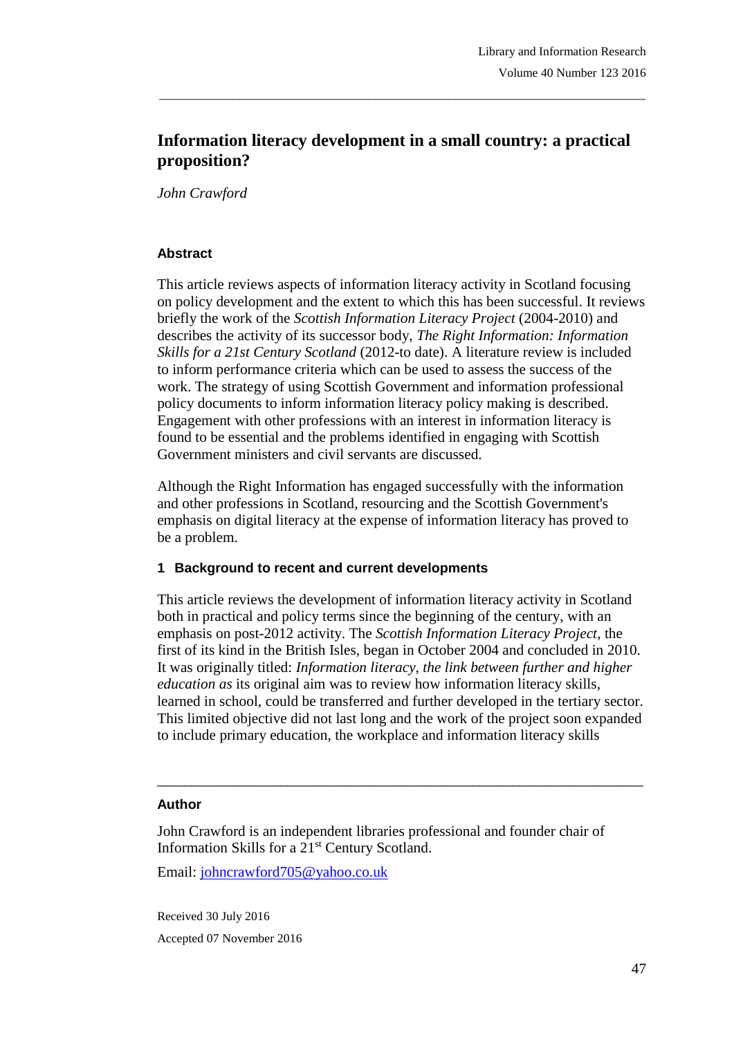# Information literacy development in a small country: a practical proposition?

*John Crawford*

### Abstract

This article reviews aspects of information literacy activity in Scotland focusing on policy development and the extent to which this has been successful. It reviews briefly the work of the *Scottish Information Literacy Project* (2004-2010) and describes the activity of its successor body, *The Right Information: Information Skills for a 21st Century Scotland* (2012-to date). A literature review is included to inform performance criteria which can be used to assess the success of the work. The strategy of using Scottish Government and information professional policy documents to inform information literacy policy making is described. Engagement with other professions with an interest in information literacy is found to be essential and the problems identified in engaging with Scottish Government ministers and civil servants are discussed.

Although the Right Information has engaged successfully with the information and other professions in Scotland, resourcing and the Scottish Government's emphasis on digital literacy at the expense of information literacy has proved to be a problem.

## 1 Background to recent and current developments

This article reviews the development of information literacy activity in Scotland both in practical and policy terms since the beginning of the century, with an emphasis on post-2012 activity. The *Scottish Information Literacy Project*, the first of its kind in the British Isles, began in October 2004 and concluded in 2010. It was originally titled: *Information literacy, the link between further and higher education as* its original aim was to review how information literacy skills, learned in school, could be transferred and further developed in the tertiary sector. This limited objective did not last long and the work of the project soon expanded to include primary education, the workplace and information literacy skills

---

### Author

John Crawford is an independent libraries professional and founder chair of Information Skills for a 21st Century Scotland.

Email: johncrawford705@yahoo.co.uk

Received 30 July 2016

Accepted 07 November 2016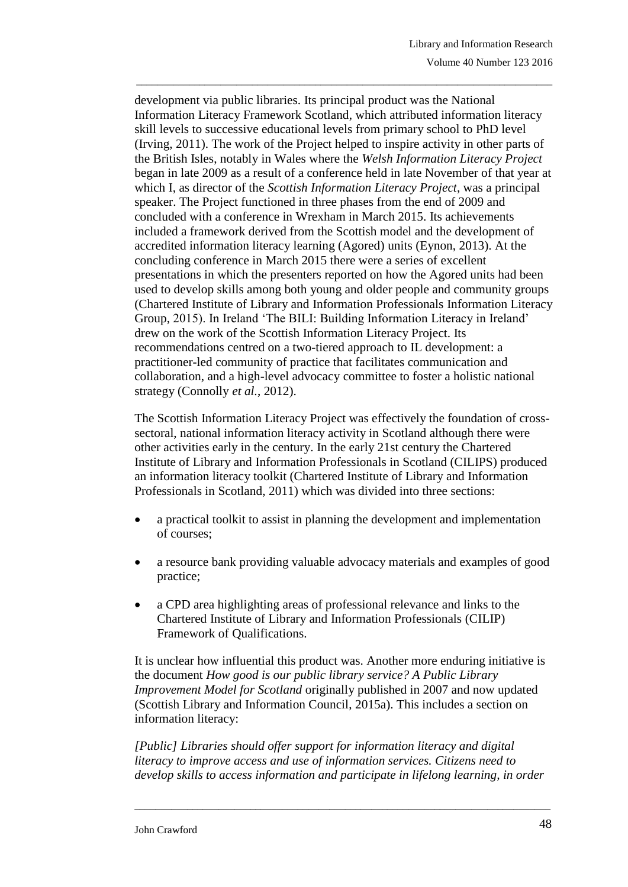development via public libraries. Its principal product was the National Information Literacy Framework Scotland, which attributed information literacy skill levels to successive educational levels from primary school to PhD level (Irving, 2011). The work of the Project helped to inspire activity in other parts of the British Isles, notably in Wales where the *Welsh Information Literacy Project* began in late 2009 as a result of a conference held in late November of that year at which I, as director of the *Scottish Information Literacy Project*, was a principal speaker. The Project functioned in three phases from the end of 2009 and concluded with a conference in Wrexham in March 2015. Its achievements included a framework derived from the Scottish model and the development of accredited information literacy learning (Agored) units (Eynon, 2013). At the concluding conference in March 2015 there were a series of excellent presentations in which the presenters reported on how the Agored units had been used to develop skills among both young and older people and community groups (Chartered Institute of Library and Information Professionals Information Literacy Group, 2015). In Ireland 'The BILI: Building Information Literacy in Ireland' drew on the work of the Scottish Information Literacy Project. Its recommendations centred on a two-tiered approach to IL development: a practitioner-led community of practice that facilitates communication and collaboration, and a high-level advocacy committee to foster a holistic national strategy (Connolly *et al.*, 2012).

The Scottish Information Literacy Project was effectively the foundation of cross-sectoral, national information literacy activity in Scotland although there were other activities early in the century. In the early 21st century the Chartered Institute of Library and Information Professionals in Scotland (CILIPS) produced an information literacy toolkit (Chartered Institute of Library and Information Professionals in Scotland, 2011) which was divided into three sections:

- a practical toolkit to assist in planning the development and implementation of courses;
- a resource bank providing valuable advocacy materials and examples of good practice;
- a CPD area highlighting areas of professional relevance and links to the Chartered Institute of Library and Information Professionals (CILIP) Framework of Qualifications.

It is unclear how influential this product was. Another more enduring initiative is the document *How good is our public library service? A Public Library Improvement Model for Scotland* originally published in 2007 and now updated (Scottish Library and Information Council, 2015a). This includes a section on information literacy:

*[Public] Libraries should offer support for information literacy and digital literacy to improve access and use of information services. Citizens need to develop skills to access information and participate in lifelong learning, in order*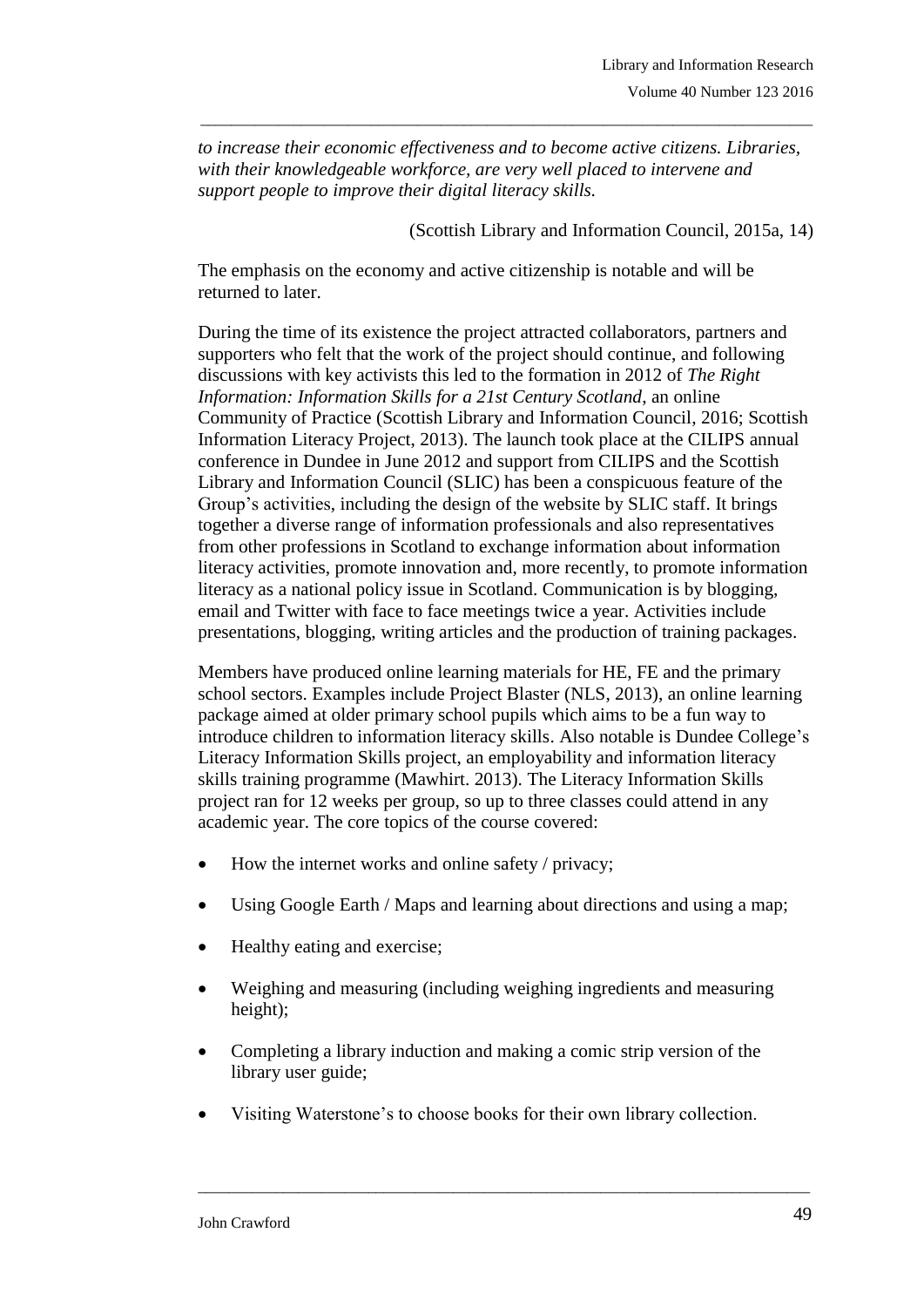*to increase their economic effectiveness and to become active citizens. Libraries, with their knowledgeable workforce, are very well placed to intervene and support people to improve their digital literacy skills.*

(Scottish Library and Information Council, 2015a, 14)

The emphasis on the economy and active citizenship is notable and will be returned to later.

During the time of its existence the project attracted collaborators, partners and supporters who felt that the work of the project should continue, and following discussions with key activists this led to the formation in 2012 of *The Right Information: Information Skills for a 21st Century Scotland*, an online Community of Practice (Scottish Library and Information Council, 2016; Scottish Information Literacy Project, 2013). The launch took place at the CILIPS annual conference in Dundee in June 2012 and support from CILIPS and the Scottish Library and Information Council (SLIC) has been a conspicuous feature of the Group's activities, including the design of the website by SLIC staff. It brings together a diverse range of information professionals and also representatives from other professions in Scotland to exchange information about information literacy activities, promote innovation and, more recently, to promote information literacy as a national policy issue in Scotland. Communication is by blogging, email and Twitter with face to face meetings twice a year. Activities include presentations, blogging, writing articles and the production of training packages.

Members have produced online learning materials for HE, FE and the primary school sectors. Examples include Project Blaster (NLS, 2013), an online learning package aimed at older primary school pupils which aims to be a fun way to introduce children to information literacy skills. Also notable is Dundee College's Literacy Information Skills project, an employability and information literacy skills training programme (Mawhirt. 2013). The Literacy Information Skills project ran for 12 weeks per group, so up to three classes could attend in any academic year. The core topics of the course covered:

- How the internet works and online safety / privacy;
- Using Google Earth / Maps and learning about directions and using a map;
- Healthy eating and exercise;
- Weighing and measuring (including weighing ingredients and measuring height);
- Completing a library induction and making a comic strip version of the library user guide;
- Visiting Waterstone's to choose books for their own library collection.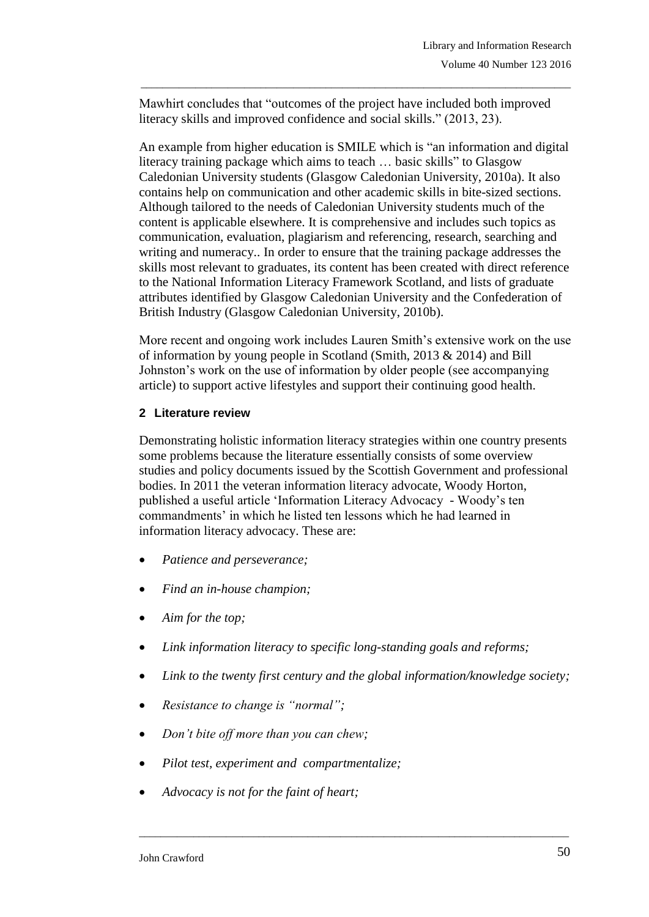Mawhirt concludes that "outcomes of the project have included both improved literacy skills and improved confidence and social skills." (2013, 23).

An example from higher education is SMILE which is "an information and digital literacy training package which aims to teach … basic skills" to Glasgow Caledonian University students (Glasgow Caledonian University, 2010a). It also contains help on communication and other academic skills in bite-sized sections. Although tailored to the needs of Caledonian University students much of the content is applicable elsewhere. It is comprehensive and includes such topics as communication, evaluation, plagiarism and referencing, research, searching and writing and numeracy.. In order to ensure that the training package addresses the skills most relevant to graduates, its content has been created with direct reference to the National Information Literacy Framework Scotland, and lists of graduate attributes identified by Glasgow Caledonian University and the Confederation of British Industry (Glasgow Caledonian University, 2010b).

More recent and ongoing work includes Lauren Smith's extensive work on the use of information by young people in Scotland (Smith, 2013 & 2014) and Bill Johnston's work on the use of information by older people (see accompanying article) to support active lifestyles and support their continuing good health.

## 2 Literature review

Demonstrating holistic information literacy strategies within one country presents some problems because the literature essentially consists of some overview studies and policy documents issued by the Scottish Government and professional bodies. In 2011 the veteran information literacy advocate, Woody Horton, published a useful article 'Information Literacy Advocacy - Woody's ten commandments' in which he listed ten lessons which he had learned in information literacy advocacy. These are:

- *Patience and perseverance;*
- *Find an in-house champion;*
- *Aim for the top;*
- *Link information literacy to specific long-standing goals and reforms;*
- *Link to the twenty first century and the global information/knowledge society;*
- *Resistance to change is "normal";*
- *Don't bite off more than you can chew;*
- *Pilot test, experiment and compartmentalize;*
- *Advocacy is not for the faint of heart;*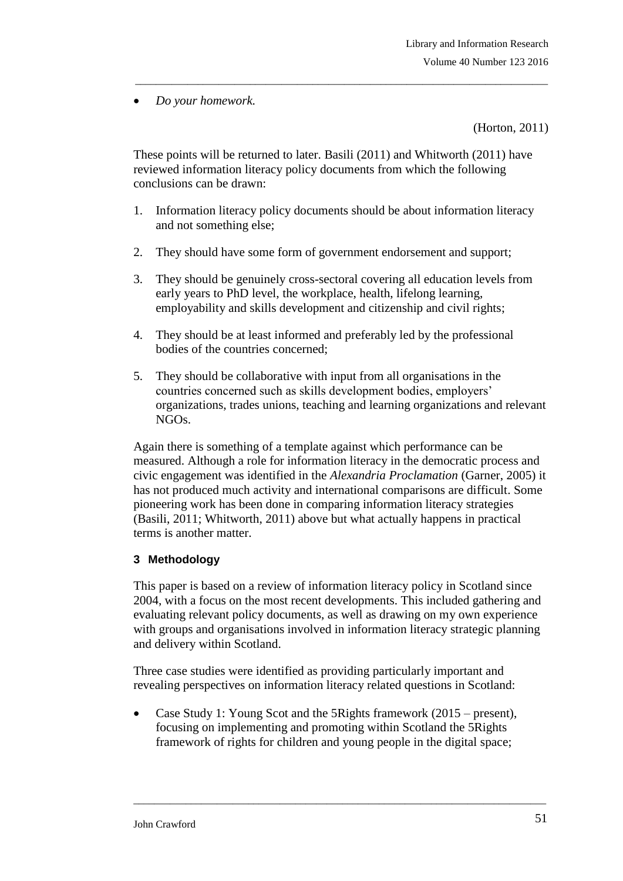- *Do your homework.*

(Horton, 2011)

These points will be returned to later. Basili (2011) and Whitworth (2011) have reviewed information literacy policy documents from which the following conclusions can be drawn:

1. Information literacy policy documents should be about information literacy and not something else;
2. They should have some form of government endorsement and support;
3. They should be genuinely cross-sectoral covering all education levels from early years to PhD level, the workplace, health, lifelong learning, employability and skills development and citizenship and civil rights;
4. They should be at least informed and preferably led by the professional bodies of the countries concerned;
5. They should be collaborative with input from all organisations in the countries concerned such as skills development bodies, employers' organizations, trades unions, teaching and learning organizations and relevant NGOs.

Again there is something of a template against which performance can be measured. Although a role for information literacy in the democratic process and civic engagement was identified in the *Alexandria Proclamation* (Garner, 2005) it has not produced much activity and international comparisons are difficult. Some pioneering work has been done in comparing information literacy strategies (Basili, 2011; Whitworth, 2011) above but what actually happens in practical terms is another matter.

## 3 Methodology

This paper is based on a review of information literacy policy in Scotland since 2004, with a focus on the most recent developments. This included gathering and evaluating relevant policy documents, as well as drawing on my own experience with groups and organisations involved in information literacy strategic planning and delivery within Scotland.

Three case studies were identified as providing particularly important and revealing perspectives on information literacy related questions in Scotland:

- Case Study 1: Young Scot and the 5Rights framework (2015 – present), focusing on implementing and promoting within Scotland the 5Rights framework of rights for children and young people in the digital space;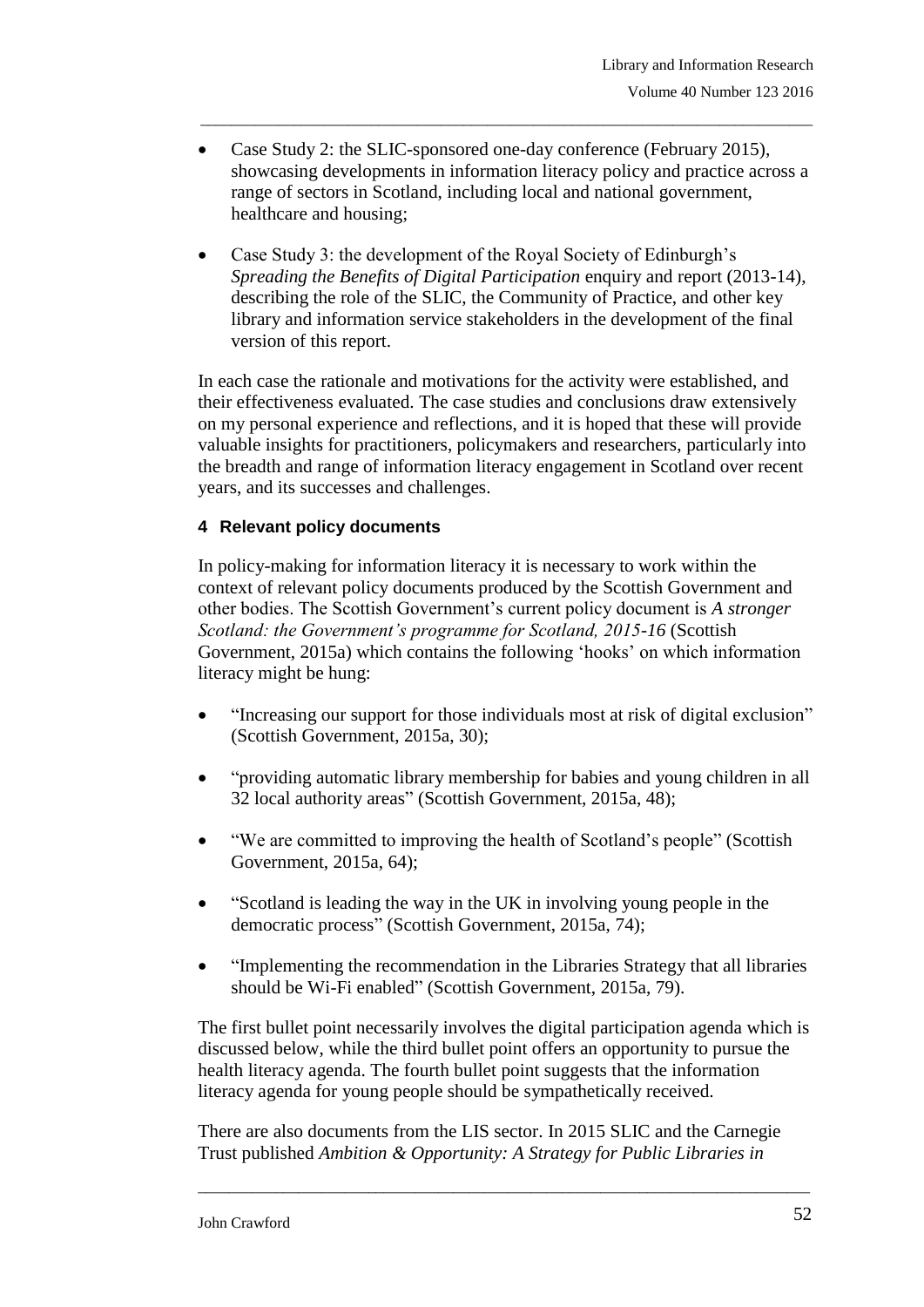- Case Study 2: the SLIC-sponsored one-day conference (February 2015), showcasing developments in information literacy policy and practice across a range of sectors in Scotland, including local and national government, healthcare and housing;

- Case Study 3: the development of the Royal Society of Edinburgh's *Spreading the Benefits of Digital Participation* enquiry and report (2013-14), describing the role of the SLIC, the Community of Practice, and other key library and information service stakeholders in the development of the final version of this report.

In each case the rationale and motivations for the activity were established, and their effectiveness evaluated. The case studies and conclusions draw extensively on my personal experience and reflections, and it is hoped that these will provide valuable insights for practitioners, policymakers and researchers, particularly into the breadth and range of information literacy engagement in Scotland over recent years, and its successes and challenges.

## 4 Relevant policy documents

In policy-making for information literacy it is necessary to work within the context of relevant policy documents produced by the Scottish Government and other bodies. The Scottish Government's current policy document is *A stronger Scotland: the Government's programme for Scotland, 2015-16* (Scottish Government, 2015a) which contains the following 'hooks' on which information literacy might be hung:

- "Increasing our support for those individuals most at risk of digital exclusion" (Scottish Government, 2015a, 30);

- "providing automatic library membership for babies and young children in all 32 local authority areas" (Scottish Government, 2015a, 48);

- "We are committed to improving the health of Scotland's people" (Scottish Government, 2015a, 64);

- "Scotland is leading the way in the UK in involving young people in the democratic process" (Scottish Government, 2015a, 74);

- "Implementing the recommendation in the Libraries Strategy that all libraries should be Wi-Fi enabled" (Scottish Government, 2015a, 79).

The first bullet point necessarily involves the digital participation agenda which is discussed below, while the third bullet point offers an opportunity to pursue the health literacy agenda. The fourth bullet point suggests that the information literacy agenda for young people should be sympathetically received.

There are also documents from the LIS sector. In 2015 SLIC and the Carnegie Trust published *Ambition & Opportunity: A Strategy for Public Libraries in*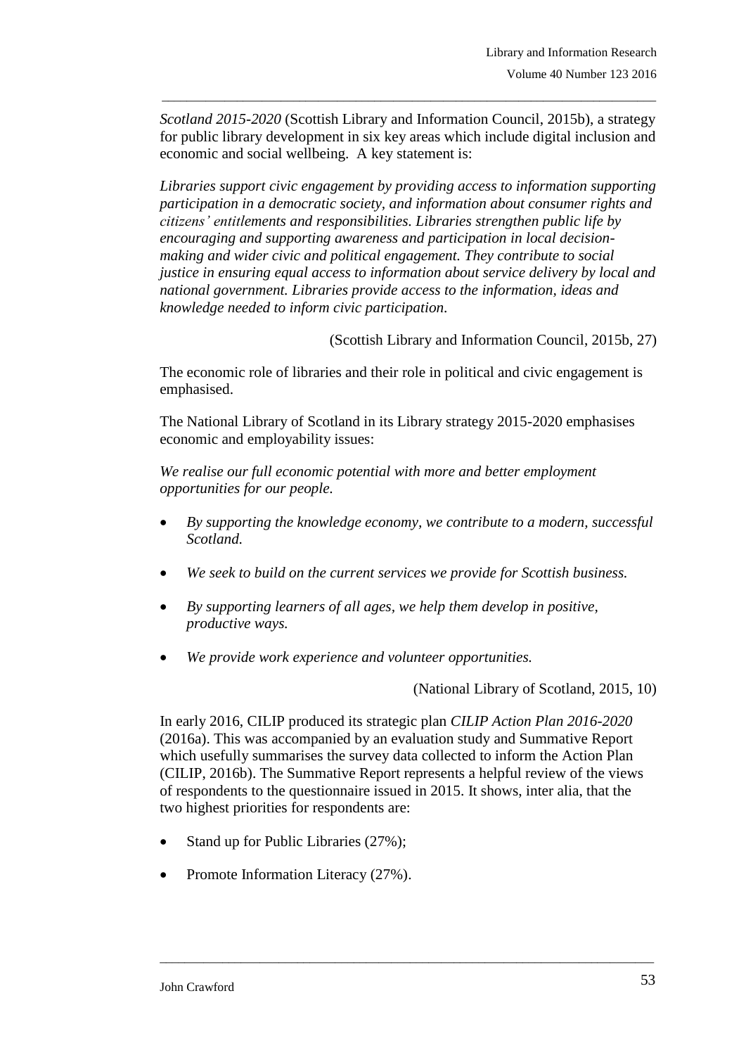*Scotland 2015-2020* (Scottish Library and Information Council, 2015b), a strategy for public library development in six key areas which include digital inclusion and economic and social wellbeing. A key statement is:

*Libraries support civic engagement by providing access to information supporting participation in a democratic society, and information about consumer rights and citizens' entitlements and responsibilities. Libraries strengthen public life by encouraging and supporting awareness and participation in local decision-making and wider civic and political engagement. They contribute to social justice in ensuring equal access to information about service delivery by local and national government. Libraries provide access to the information, ideas and knowledge needed to inform civic participation.*

(Scottish Library and Information Council, 2015b, 27)

The economic role of libraries and their role in political and civic engagement is emphasised.

The National Library of Scotland in its Library strategy 2015-2020 emphasises economic and employability issues:

*We realise our full economic potential with more and better employment opportunities for our people.*

- *By supporting the knowledge economy, we contribute to a modern, successful Scotland.*
- *We seek to build on the current services we provide for Scottish business.*
- *By supporting learners of all ages, we help them develop in positive, productive ways.*
- *We provide work experience and volunteer opportunities.*

(National Library of Scotland, 2015, 10)

In early 2016, CILIP produced its strategic plan *CILIP Action Plan 2016-2020* (2016a). This was accompanied by an evaluation study and Summative Report which usefully summarises the survey data collected to inform the Action Plan (CILIP, 2016b). The Summative Report represents a helpful review of the views of respondents to the questionnaire issued in 2015. It shows, inter alia, that the two highest priorities for respondents are:

- Stand up for Public Libraries (27%);
- Promote Information Literacy (27%).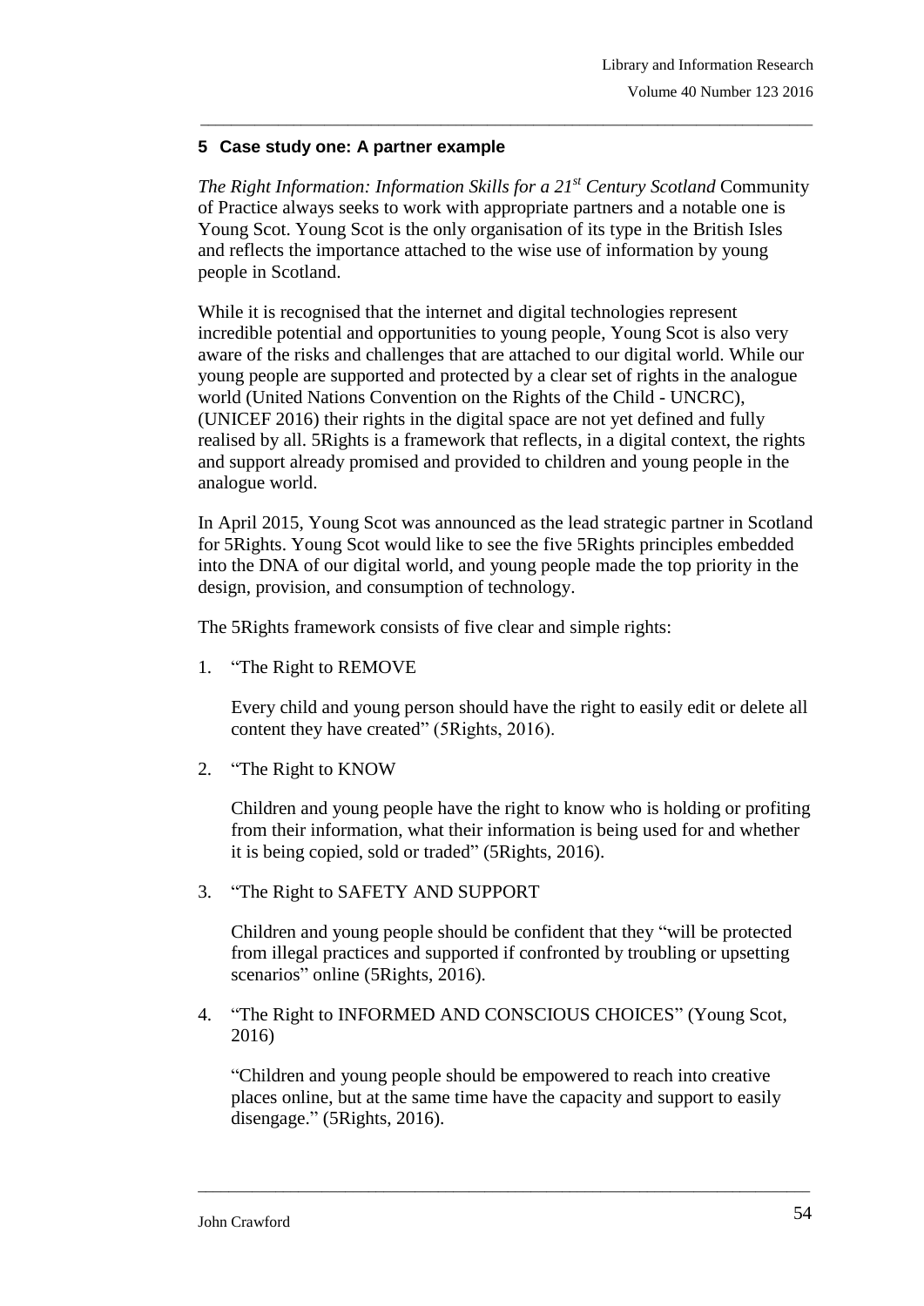## 5 Case study one: A partner example

*The Right Information: Information Skills for a 21st Century Scotland* Community of Practice always seeks to work with appropriate partners and a notable one is Young Scot. Young Scot is the only organisation of its type in the British Isles and reflects the importance attached to the wise use of information by young people in Scotland.

While it is recognised that the internet and digital technologies represent incredible potential and opportunities to young people, Young Scot is also very aware of the risks and challenges that are attached to our digital world. While our young people are supported and protected by a clear set of rights in the analogue world (United Nations Convention on the Rights of the Child - UNCRC), (UNICEF 2016) their rights in the digital space are not yet defined and fully realised by all. 5Rights is a framework that reflects, in a digital context, the rights and support already promised and provided to children and young people in the analogue world.

In April 2015, Young Scot was announced as the lead strategic partner in Scotland for 5Rights. Young Scot would like to see the five 5Rights principles embedded into the DNA of our digital world, and young people made the top priority in the design, provision, and consumption of technology.

The 5Rights framework consists of five clear and simple rights:

1. "The Right to REMOVE

   Every child and young person should have the right to easily edit or delete all content they have created" (5Rights, 2016).

2. "The Right to KNOW

   Children and young people have the right to know who is holding or profiting from their information, what their information is being used for and whether it is being copied, sold or traded" (5Rights, 2016).

3. "The Right to SAFETY AND SUPPORT

   Children and young people should be confident that they "will be protected from illegal practices and supported if confronted by troubling or upsetting scenarios" online (5Rights, 2016).

4. "The Right to INFORMED AND CONSCIOUS CHOICES" (Young Scot, 2016)

   "Children and young people should be empowered to reach into creative places online, but at the same time have the capacity and support to easily disengage." (5Rights, 2016).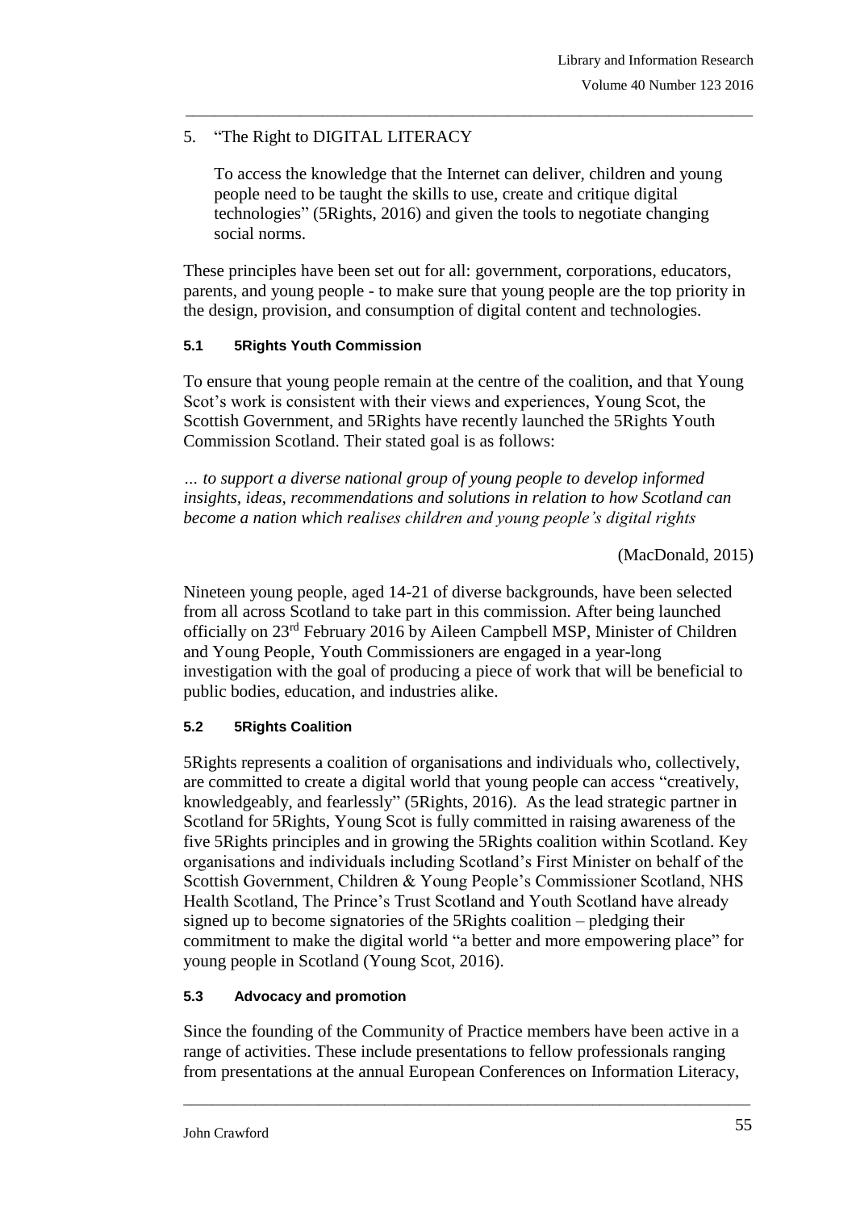5. "The Right to DIGITAL LITERACY

   To access the knowledge that the Internet can deliver, children and young people need to be taught the skills to use, create and critique digital technologies" (5Rights, 2016) and given the tools to negotiate changing social norms.

These principles have been set out for all: government, corporations, educators, parents, and young people - to make sure that young people are the top priority in the design, provision, and consumption of digital content and technologies.

#### 5.1 5Rights Youth Commission

To ensure that young people remain at the centre of the coalition, and that Young Scot's work is consistent with their views and experiences, Young Scot, the Scottish Government, and 5Rights have recently launched the 5Rights Youth Commission Scotland. Their stated goal is as follows:

*… to support a diverse national group of young people to develop informed insights, ideas, recommendations and solutions in relation to how Scotland can become a nation which realises children and young people's digital rights*

(MacDonald, 2015)

Nineteen young people, aged 14-21 of diverse backgrounds, have been selected from all across Scotland to take part in this commission. After being launched officially on 23rd February 2016 by Aileen Campbell MSP, Minister of Children and Young People, Youth Commissioners are engaged in a year-long investigation with the goal of producing a piece of work that will be beneficial to public bodies, education, and industries alike.

#### 5.2 5Rights Coalition

5Rights represents a coalition of organisations and individuals who, collectively, are committed to create a digital world that young people can access "creatively, knowledgeably, and fearlessly" (5Rights, 2016). As the lead strategic partner in Scotland for 5Rights, Young Scot is fully committed in raising awareness of the five 5Rights principles and in growing the 5Rights coalition within Scotland. Key organisations and individuals including Scotland's First Minister on behalf of the Scottish Government, Children & Young People's Commissioner Scotland, NHS Health Scotland, The Prince's Trust Scotland and Youth Scotland have already signed up to become signatories of the 5Rights coalition – pledging their commitment to make the digital world "a better and more empowering place" for young people in Scotland (Young Scot, 2016).

#### 5.3 Advocacy and promotion

Since the founding of the Community of Practice members have been active in a range of activities. These include presentations to fellow professionals ranging from presentations at the annual European Conferences on Information Literacy,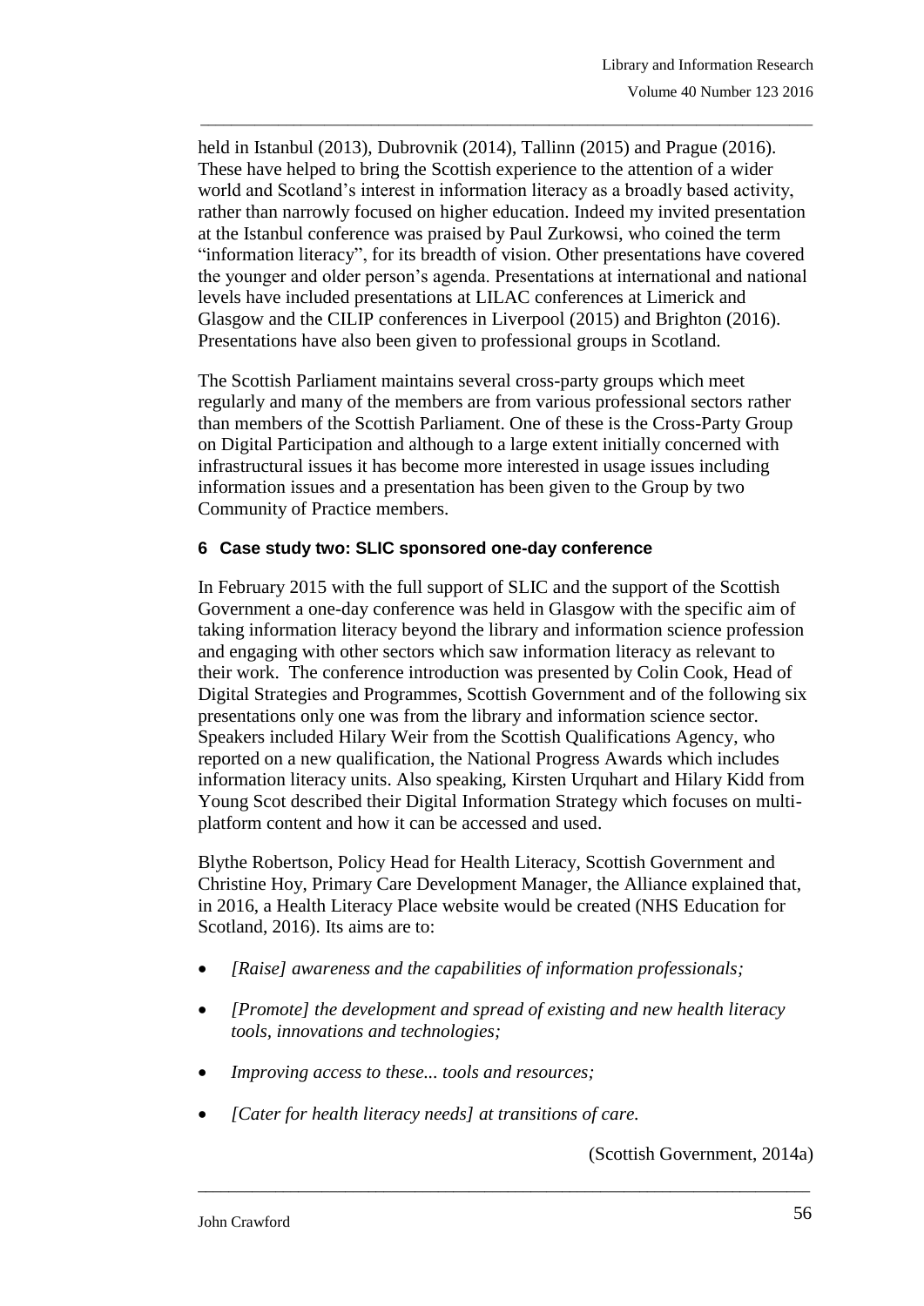held in Istanbul (2013), Dubrovnik (2014), Tallinn (2015) and Prague (2016). These have helped to bring the Scottish experience to the attention of a wider world and Scotland's interest in information literacy as a broadly based activity, rather than narrowly focused on higher education. Indeed my invited presentation at the Istanbul conference was praised by Paul Zurkowsi, who coined the term "information literacy", for its breadth of vision. Other presentations have covered the younger and older person's agenda. Presentations at international and national levels have included presentations at LILAC conferences at Limerick and Glasgow and the CILIP conferences in Liverpool (2015) and Brighton (2016). Presentations have also been given to professional groups in Scotland.

The Scottish Parliament maintains several cross-party groups which meet regularly and many of the members are from various professional sectors rather than members of the Scottish Parliament. One of these is the Cross-Party Group on Digital Participation and although to a large extent initially concerned with infrastructural issues it has become more interested in usage issues including information issues and a presentation has been given to the Group by two Community of Practice members.

## 6 Case study two: SLIC sponsored one-day conference

In February 2015 with the full support of SLIC and the support of the Scottish Government a one-day conference was held in Glasgow with the specific aim of taking information literacy beyond the library and information science profession and engaging with other sectors which saw information literacy as relevant to their work. The conference introduction was presented by Colin Cook, Head of Digital Strategies and Programmes, Scottish Government and of the following six presentations only one was from the library and information science sector. Speakers included Hilary Weir from the Scottish Qualifications Agency, who reported on a new qualification, the National Progress Awards which includes information literacy units. Also speaking, Kirsten Urquhart and Hilary Kidd from Young Scot described their Digital Information Strategy which focuses on multi-platform content and how it can be accessed and used.

Blythe Robertson, Policy Head for Health Literacy, Scottish Government and Christine Hoy, Primary Care Development Manager, the Alliance explained that, in 2016, a Health Literacy Place website would be created (NHS Education for Scotland, 2016). Its aims are to:

- *[Raise] awareness and the capabilities of information professionals;*
- *[Promote] the development and spread of existing and new health literacy tools, innovations and technologies;*
- *Improving access to these... tools and resources;*
- *[Cater for health literacy needs] at transitions of care.*

(Scottish Government, 2014a)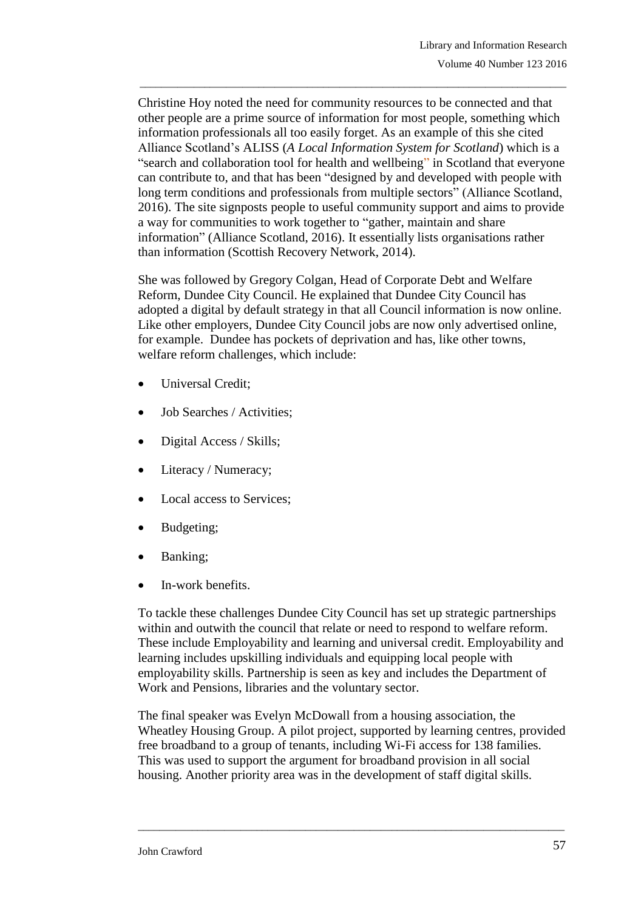Christine Hoy noted the need for community resources to be connected and that other people are a prime source of information for most people, something which information professionals all too easily forget. As an example of this she cited Alliance Scotland's ALISS (*A Local Information System for Scotland*) which is a "search and collaboration tool for health and wellbeing" in Scotland that everyone can contribute to, and that has been "designed by and developed with people with long term conditions and professionals from multiple sectors" (Alliance Scotland, 2016). The site signposts people to useful community support and aims to provide a way for communities to work together to "gather, maintain and share information" (Alliance Scotland, 2016). It essentially lists organisations rather than information (Scottish Recovery Network, 2014).

She was followed by Gregory Colgan, Head of Corporate Debt and Welfare Reform, Dundee City Council. He explained that Dundee City Council has adopted a digital by default strategy in that all Council information is now online. Like other employers, Dundee City Council jobs are now only advertised online, for example. Dundee has pockets of deprivation and has, like other towns, welfare reform challenges, which include:

- Universal Credit;
- Job Searches / Activities;
- Digital Access / Skills;
- Literacy / Numeracy;
- Local access to Services;
- Budgeting;
- Banking;
- In-work benefits.

To tackle these challenges Dundee City Council has set up strategic partnerships within and outwith the council that relate or need to respond to welfare reform. These include Employability and learning and universal credit. Employability and learning includes upskilling individuals and equipping local people with employability skills. Partnership is seen as key and includes the Department of Work and Pensions, libraries and the voluntary sector.

The final speaker was Evelyn McDowall from a housing association, the Wheatley Housing Group. A pilot project, supported by learning centres, provided free broadband to a group of tenants, including Wi-Fi access for 138 families. This was used to support the argument for broadband provision in all social housing. Another priority area was in the development of staff digital skills.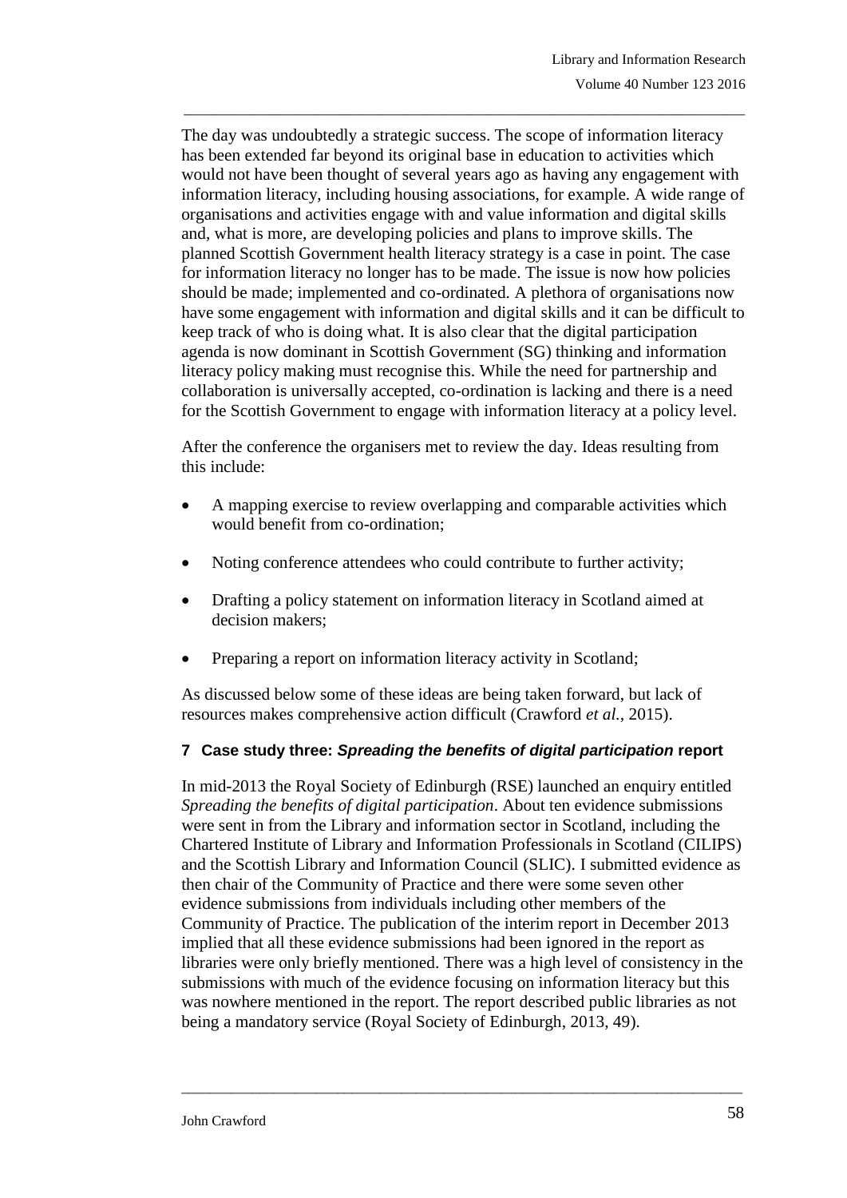The day was undoubtedly a strategic success. The scope of information literacy has been extended far beyond its original base in education to activities which would not have been thought of several years ago as having any engagement with information literacy, including housing associations, for example. A wide range of organisations and activities engage with and value information and digital skills and, what is more, are developing policies and plans to improve skills. The planned Scottish Government health literacy strategy is a case in point. The case for information literacy no longer has to be made. The issue is now how policies should be made; implemented and co-ordinated. A plethora of organisations now have some engagement with information and digital skills and it can be difficult to keep track of who is doing what. It is also clear that the digital participation agenda is now dominant in Scottish Government (SG) thinking and information literacy policy making must recognise this. While the need for partnership and collaboration is universally accepted, co-ordination is lacking and there is a need for the Scottish Government to engage with information literacy at a policy level.

After the conference the organisers met to review the day. Ideas resulting from this include:

- A mapping exercise to review overlapping and comparable activities which would benefit from co-ordination;
- Noting conference attendees who could contribute to further activity;
- Drafting a policy statement on information literacy in Scotland aimed at decision makers;
- Preparing a report on information literacy activity in Scotland;

As discussed below some of these ideas are being taken forward, but lack of resources makes comprehensive action difficult (Crawford *et al.,* 2015).

## 7 Case study three: *Spreading the benefits of digital participation* report

In mid-2013 the Royal Society of Edinburgh (RSE) launched an enquiry entitled *Spreading the benefits of digital participation*. About ten evidence submissions were sent in from the Library and information sector in Scotland, including the Chartered Institute of Library and Information Professionals in Scotland (CILIPS) and the Scottish Library and Information Council (SLIC). I submitted evidence as then chair of the Community of Practice and there were some seven other evidence submissions from individuals including other members of the Community of Practice. The publication of the interim report in December 2013 implied that all these evidence submissions had been ignored in the report as libraries were only briefly mentioned. There was a high level of consistency in the submissions with much of the evidence focusing on information literacy but this was nowhere mentioned in the report. The report described public libraries as not being a mandatory service (Royal Society of Edinburgh, 2013, 49).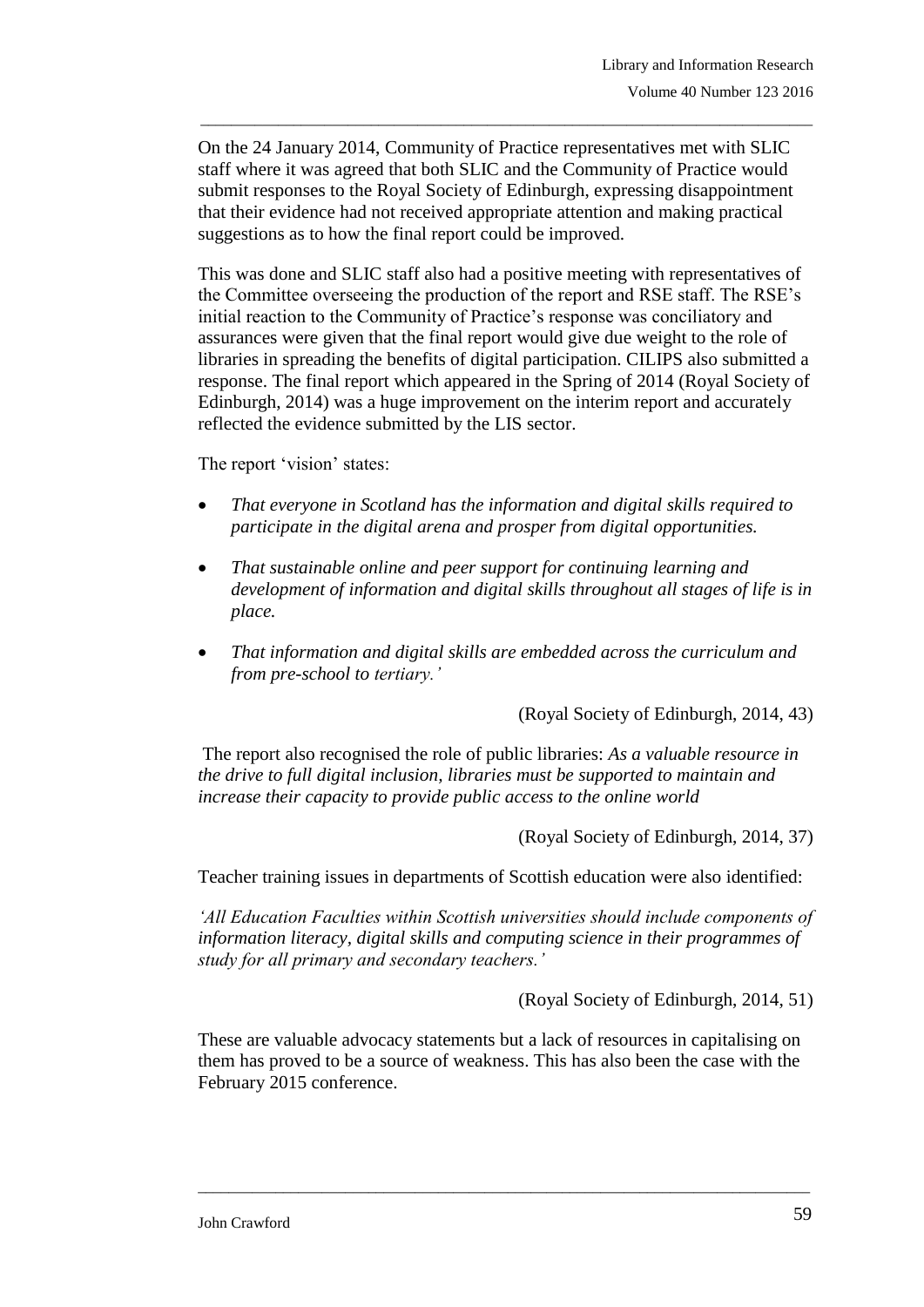On the 24 January 2014, Community of Practice representatives met with SLIC staff where it was agreed that both SLIC and the Community of Practice would submit responses to the Royal Society of Edinburgh, expressing disappointment that their evidence had not received appropriate attention and making practical suggestions as to how the final report could be improved.

This was done and SLIC staff also had a positive meeting with representatives of the Committee overseeing the production of the report and RSE staff. The RSE's initial reaction to the Community of Practice's response was conciliatory and assurances were given that the final report would give due weight to the role of libraries in spreading the benefits of digital participation. CILIPS also submitted a response. The final report which appeared in the Spring of 2014 (Royal Society of Edinburgh, 2014) was a huge improvement on the interim report and accurately reflected the evidence submitted by the LIS sector.

The report 'vision' states:

- *That everyone in Scotland has the information and digital skills required to participate in the digital arena and prosper from digital opportunities.*
- *That sustainable online and peer support for continuing learning and development of information and digital skills throughout all stages of life is in place.*
- *That information and digital skills are embedded across the curriculum and from pre-school to tertiary.'*

(Royal Society of Edinburgh, 2014, 43)

The report also recognised the role of public libraries: *As a valuable resource in the drive to full digital inclusion, libraries must be supported to maintain and increase their capacity to provide public access to the online world*

(Royal Society of Edinburgh, 2014, 37)

Teacher training issues in departments of Scottish education were also identified:

*'All Education Faculties within Scottish universities should include components of information literacy, digital skills and computing science in their programmes of study for all primary and secondary teachers.'*

(Royal Society of Edinburgh, 2014, 51)

These are valuable advocacy statements but a lack of resources in capitalising on them has proved to be a source of weakness. This has also been the case with the February 2015 conference.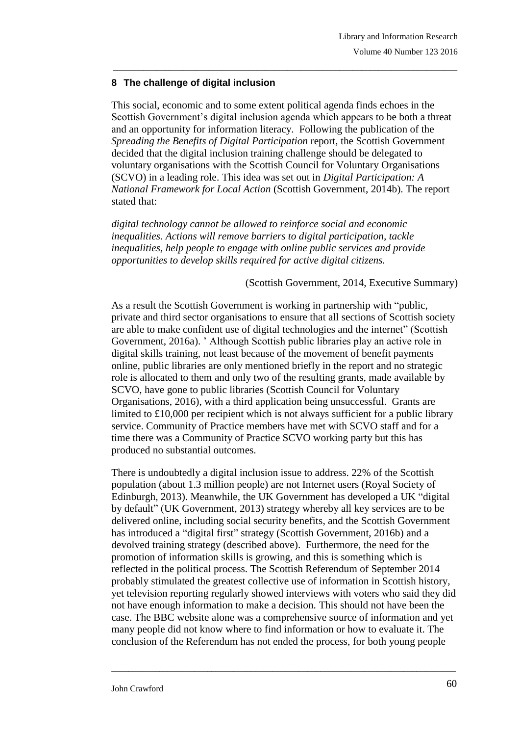## 8 The challenge of digital inclusion

This social, economic and to some extent political agenda finds echoes in the Scottish Government's digital inclusion agenda which appears to be both a threat and an opportunity for information literacy. Following the publication of the *Spreading the Benefits of Digital Participation* report, the Scottish Government decided that the digital inclusion training challenge should be delegated to voluntary organisations with the Scottish Council for Voluntary Organisations (SCVO) in a leading role. This idea was set out in *Digital Participation: A National Framework for Local Action* (Scottish Government, 2014b). The report stated that:

*digital technology cannot be allowed to reinforce social and economic inequalities. Actions will remove barriers to digital participation, tackle inequalities, help people to engage with online public services and provide opportunities to develop skills required for active digital citizens.*

(Scottish Government, 2014, Executive Summary)

As a result the Scottish Government is working in partnership with "public, private and third sector organisations to ensure that all sections of Scottish society are able to make confident use of digital technologies and the internet" (Scottish Government, 2016a). ' Although Scottish public libraries play an active role in digital skills training, not least because of the movement of benefit payments online, public libraries are only mentioned briefly in the report and no strategic role is allocated to them and only two of the resulting grants, made available by SCVO, have gone to public libraries (Scottish Council for Voluntary Organisations, 2016), with a third application being unsuccessful. Grants are limited to £10,000 per recipient which is not always sufficient for a public library service. Community of Practice members have met with SCVO staff and for a time there was a Community of Practice SCVO working party but this has produced no substantial outcomes.

There is undoubtedly a digital inclusion issue to address. 22% of the Scottish population (about 1.3 million people) are not Internet users (Royal Society of Edinburgh, 2013). Meanwhile, the UK Government has developed a UK "digital by default" (UK Government, 2013) strategy whereby all key services are to be delivered online, including social security benefits, and the Scottish Government has introduced a "digital first" strategy (Scottish Government, 2016b) and a devolved training strategy (described above). Furthermore, the need for the promotion of information skills is growing, and this is something which is reflected in the political process. The Scottish Referendum of September 2014 probably stimulated the greatest collective use of information in Scottish history, yet television reporting regularly showed interviews with voters who said they did not have enough information to make a decision. This should not have been the case. The BBC website alone was a comprehensive source of information and yet many people did not know where to find information or how to evaluate it. The conclusion of the Referendum has not ended the process, for both young people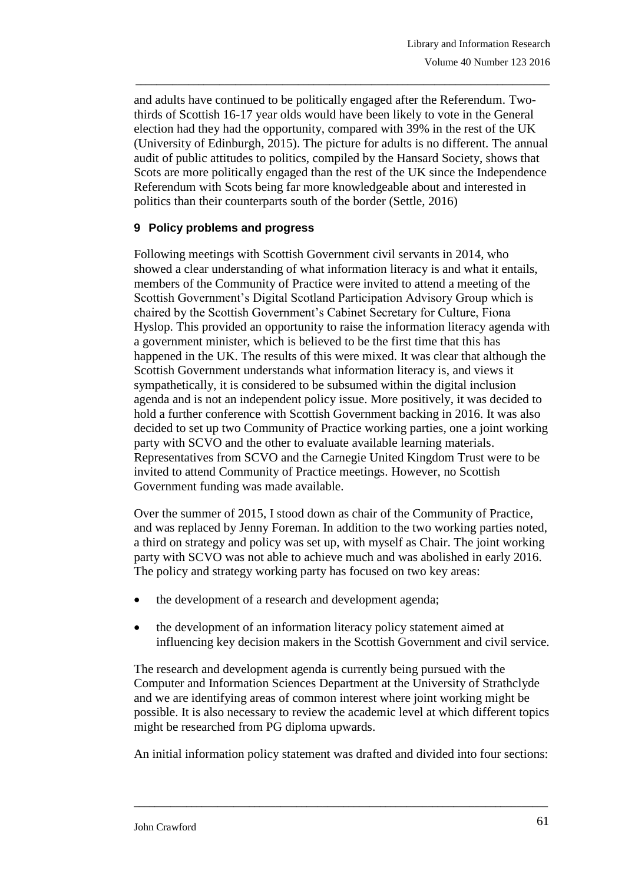and adults have continued to be politically engaged after the Referendum. Two-thirds of Scottish 16-17 year olds would have been likely to vote in the General election had they had the opportunity, compared with 39% in the rest of the UK (University of Edinburgh, 2015). The picture for adults is no different. The annual audit of public attitudes to politics, compiled by the Hansard Society, shows that Scots are more politically engaged than the rest of the UK since the Independence Referendum with Scots being far more knowledgeable about and interested in politics than their counterparts south of the border (Settle, 2016)

## 9 Policy problems and progress

Following meetings with Scottish Government civil servants in 2014, who showed a clear understanding of what information literacy is and what it entails, members of the Community of Practice were invited to attend a meeting of the Scottish Government's Digital Scotland Participation Advisory Group which is chaired by the Scottish Government's Cabinet Secretary for Culture, Fiona Hyslop. This provided an opportunity to raise the information literacy agenda with a government minister, which is believed to be the first time that this has happened in the UK. The results of this were mixed. It was clear that although the Scottish Government understands what information literacy is, and views it sympathetically, it is considered to be subsumed within the digital inclusion agenda and is not an independent policy issue. More positively, it was decided to hold a further conference with Scottish Government backing in 2016. It was also decided to set up two Community of Practice working parties, one a joint working party with SCVO and the other to evaluate available learning materials. Representatives from SCVO and the Carnegie United Kingdom Trust were to be invited to attend Community of Practice meetings. However, no Scottish Government funding was made available.

Over the summer of 2015, I stood down as chair of the Community of Practice, and was replaced by Jenny Foreman. In addition to the two working parties noted, a third on strategy and policy was set up, with myself as Chair. The joint working party with SCVO was not able to achieve much and was abolished in early 2016. The policy and strategy working party has focused on two key areas:

- the development of a research and development agenda;
- the development of an information literacy policy statement aimed at influencing key decision makers in the Scottish Government and civil service.

The research and development agenda is currently being pursued with the Computer and Information Sciences Department at the University of Strathclyde and we are identifying areas of common interest where joint working might be possible. It is also necessary to review the academic level at which different topics might be researched from PG diploma upwards.

An initial information policy statement was drafted and divided into four sections: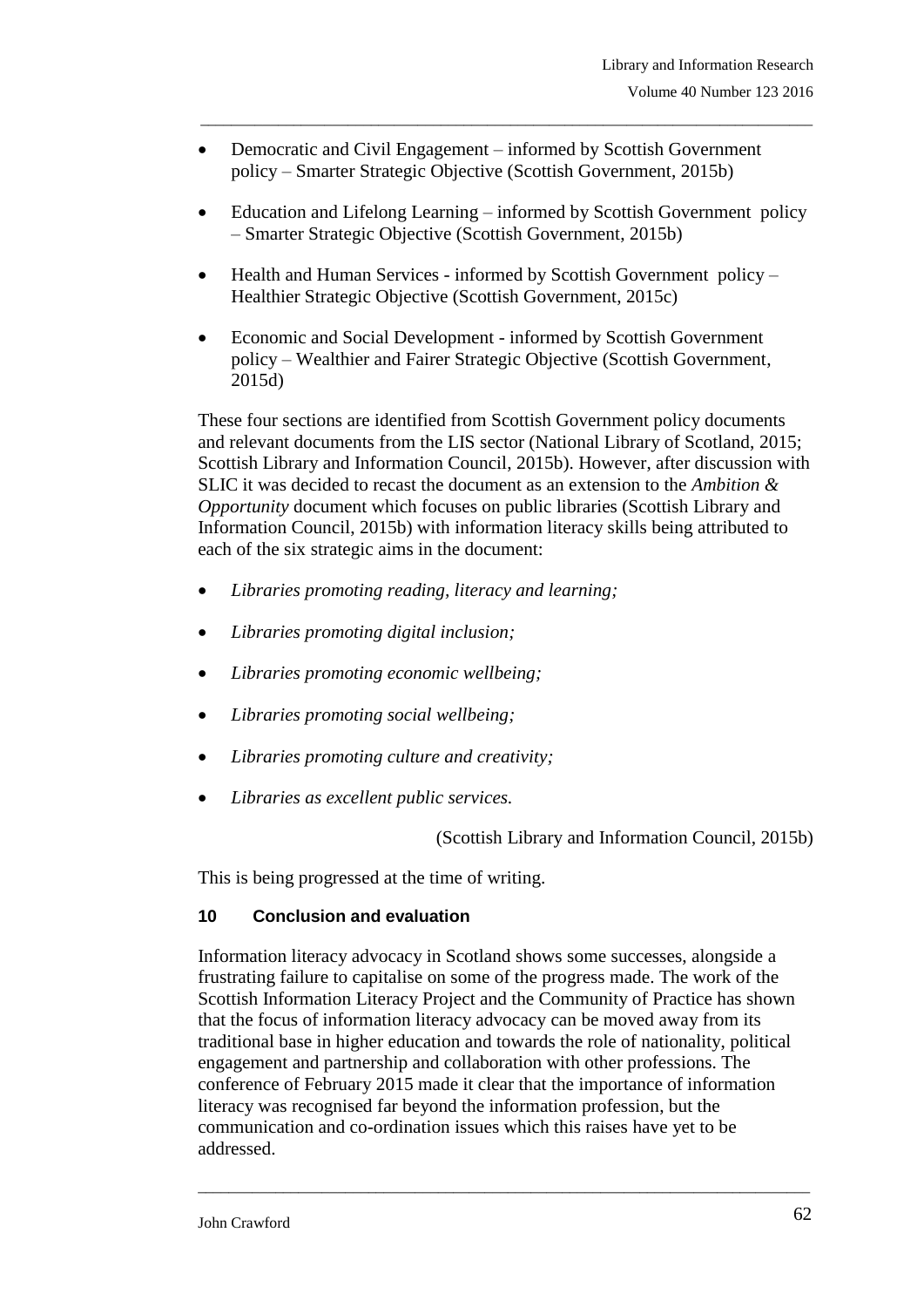- Democratic and Civil Engagement – informed by Scottish Government policy – Smarter Strategic Objective (Scottish Government, 2015b)
- Education and Lifelong Learning – informed by Scottish Government policy – Smarter Strategic Objective (Scottish Government, 2015b)
- Health and Human Services - informed by Scottish Government policy – Healthier Strategic Objective (Scottish Government, 2015c)
- Economic and Social Development - informed by Scottish Government policy – Wealthier and Fairer Strategic Objective (Scottish Government, 2015d)

These four sections are identified from Scottish Government policy documents and relevant documents from the LIS sector (National Library of Scotland, 2015; Scottish Library and Information Council, 2015b). However, after discussion with SLIC it was decided to recast the document as an extension to the *Ambition & Opportunity* document which focuses on public libraries (Scottish Library and Information Council, 2015b) with information literacy skills being attributed to each of the six strategic aims in the document:

- *Libraries promoting reading, literacy and learning;*
- *Libraries promoting digital inclusion;*
- *Libraries promoting economic wellbeing;*
- *Libraries promoting social wellbeing;*
- *Libraries promoting culture and creativity;*
- *Libraries as excellent public services.*

(Scottish Library and Information Council, 2015b)

This is being progressed at the time of writing.

## 10 Conclusion and evaluation

Information literacy advocacy in Scotland shows some successes, alongside a frustrating failure to capitalise on some of the progress made. The work of the Scottish Information Literacy Project and the Community of Practice has shown that the focus of information literacy advocacy can be moved away from its traditional base in higher education and towards the role of nationality, political engagement and partnership and collaboration with other professions. The conference of February 2015 made it clear that the importance of information literacy was recognised far beyond the information profession, but the communication and co-ordination issues which this raises have yet to be addressed.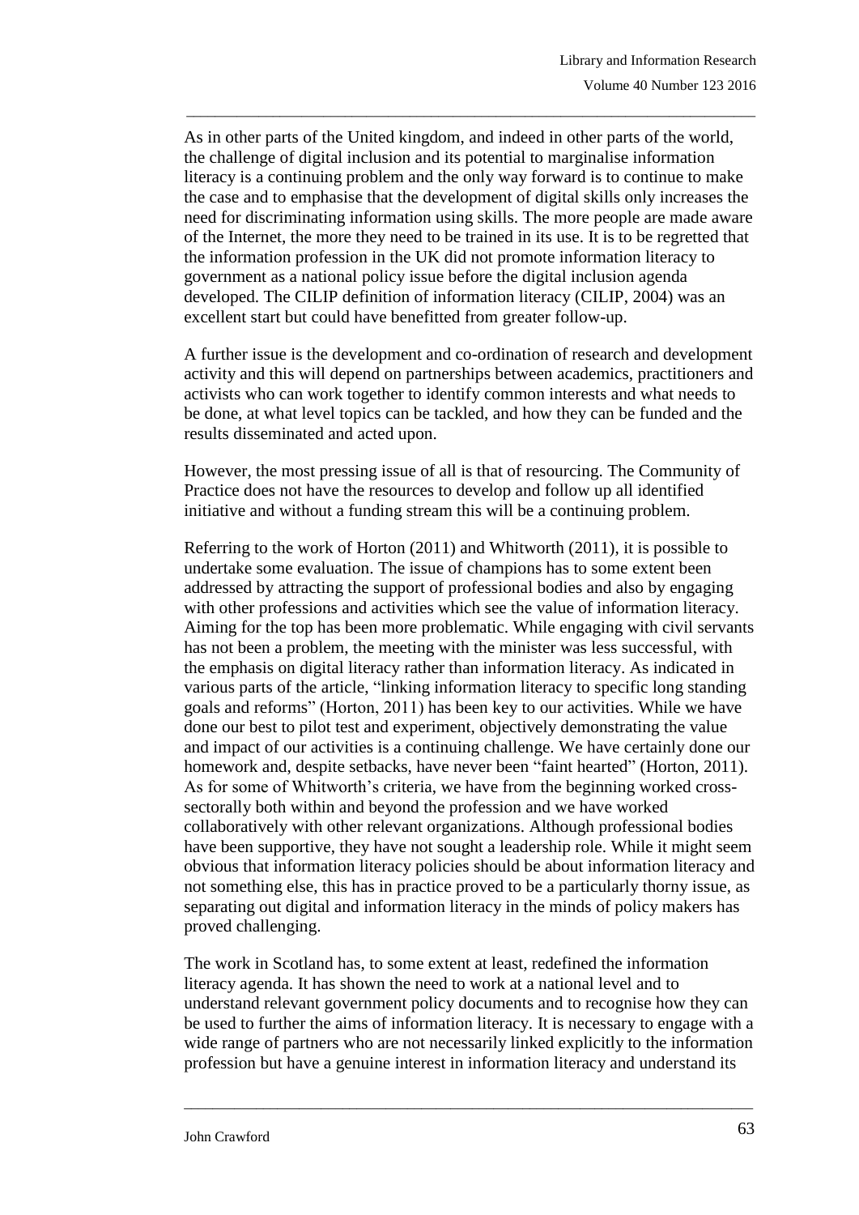As in other parts of the United kingdom, and indeed in other parts of the world, the challenge of digital inclusion and its potential to marginalise information literacy is a continuing problem and the only way forward is to continue to make the case and to emphasise that the development of digital skills only increases the need for discriminating information using skills. The more people are made aware of the Internet, the more they need to be trained in its use. It is to be regretted that the information profession in the UK did not promote information literacy to government as a national policy issue before the digital inclusion agenda developed. The CILIP definition of information literacy (CILIP, 2004) was an excellent start but could have benefitted from greater follow-up.

A further issue is the development and co-ordination of research and development activity and this will depend on partnerships between academics, practitioners and activists who can work together to identify common interests and what needs to be done, at what level topics can be tackled, and how they can be funded and the results disseminated and acted upon.

However, the most pressing issue of all is that of resourcing. The Community of Practice does not have the resources to develop and follow up all identified initiative and without a funding stream this will be a continuing problem.

Referring to the work of Horton (2011) and Whitworth (2011), it is possible to undertake some evaluation. The issue of champions has to some extent been addressed by attracting the support of professional bodies and also by engaging with other professions and activities which see the value of information literacy. Aiming for the top has been more problematic. While engaging with civil servants has not been a problem, the meeting with the minister was less successful, with the emphasis on digital literacy rather than information literacy. As indicated in various parts of the article, "linking information literacy to specific long standing goals and reforms" (Horton, 2011) has been key to our activities. While we have done our best to pilot test and experiment, objectively demonstrating the value and impact of our activities is a continuing challenge. We have certainly done our homework and, despite setbacks, have never been "faint hearted" (Horton, 2011). As for some of Whitworth's criteria, we have from the beginning worked cross-sectorally both within and beyond the profession and we have worked collaboratively with other relevant organizations. Although professional bodies have been supportive, they have not sought a leadership role. While it might seem obvious that information literacy policies should be about information literacy and not something else, this has in practice proved to be a particularly thorny issue, as separating out digital and information literacy in the minds of policy makers has proved challenging.

The work in Scotland has, to some extent at least, redefined the information literacy agenda. It has shown the need to work at a national level and to understand relevant government policy documents and to recognise how they can be used to further the aims of information literacy. It is necessary to engage with a wide range of partners who are not necessarily linked explicitly to the information profession but have a genuine interest in information literacy and understand its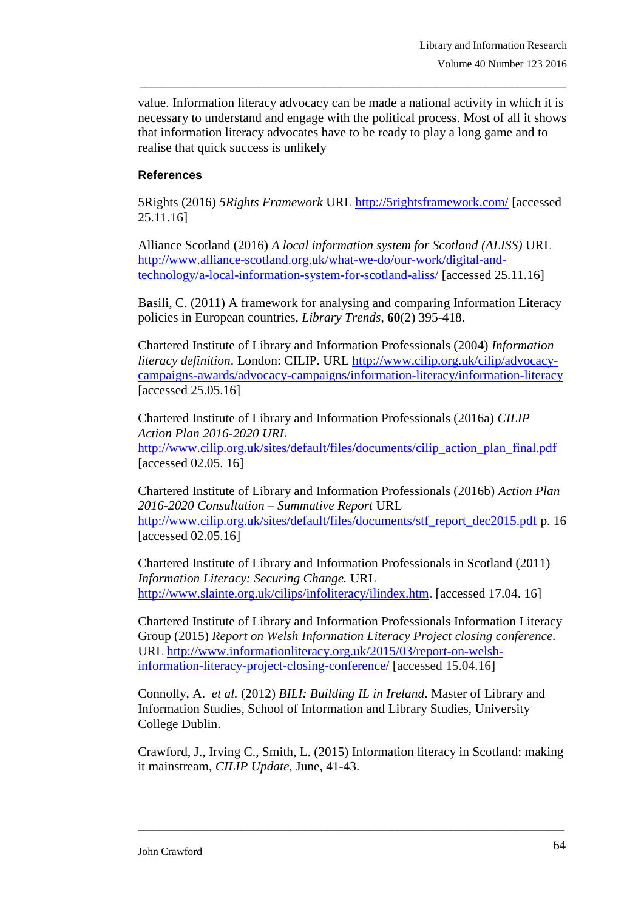value. Information literacy advocacy can be made a national activity in which it is necessary to understand and engage with the political process. Most of all it shows that information literacy advocates have to be ready to play a long game and to realise that quick success is unlikely

## References

5Rights (2016) *5Rights Framework* URL http://5rightsframework.com/ [accessed 25.11.16]

Alliance Scotland (2016) *A local information system for Scotland (ALISS)* URL http://www.alliance-scotland.org.uk/what-we-do/our-work/digital-and-technology/a-local-information-system-for-scotland-aliss/ [accessed 25.11.16]

Basili, C. (2011) A framework for analysing and comparing Information Literacy policies in European countries, *Library Trends*, **60**(2) 395-418.

Chartered Institute of Library and Information Professionals (2004) *Information literacy definition*. London: CILIP. URL http://www.cilip.org.uk/cilip/advocacy-campaigns-awards/advocacy-campaigns/information-literacy/information-literacy [accessed 25.05.16]

Chartered Institute of Library and Information Professionals (2016a) *CILIP Action Plan 2016-2020 URL* http://www.cilip.org.uk/sites/default/files/documents/cilip_action_plan_final.pdf [accessed 02.05. 16]

Chartered Institute of Library and Information Professionals (2016b) *Action Plan 2016-2020 Consultation – Summative Report* URL http://www.cilip.org.uk/sites/default/files/documents/stf_report_dec2015.pdf p. 16 [accessed 02.05.16]

Chartered Institute of Library and Information Professionals in Scotland (2011) *Information Literacy: Securing Change.* URL http://www.slainte.org.uk/cilips/infoliteracy/ilindex.htm. [accessed 17.04. 16]

Chartered Institute of Library and Information Professionals Information Literacy Group (2015) *Report on Welsh Information Literacy Project closing conference.* URL http://www.informationliteracy.org.uk/2015/03/report-on-welsh-information-literacy-project-closing-conference/ [accessed 15.04.16]

Connolly, A. *et al.* (2012) *BILI: Building IL in Ireland*. Master of Library and Information Studies, School of Information and Library Studies, University College Dublin.

Crawford, J., Irving C., Smith, L. (2015) Information literacy in Scotland: making it mainstream, *CILIP Update*, June, 41-43.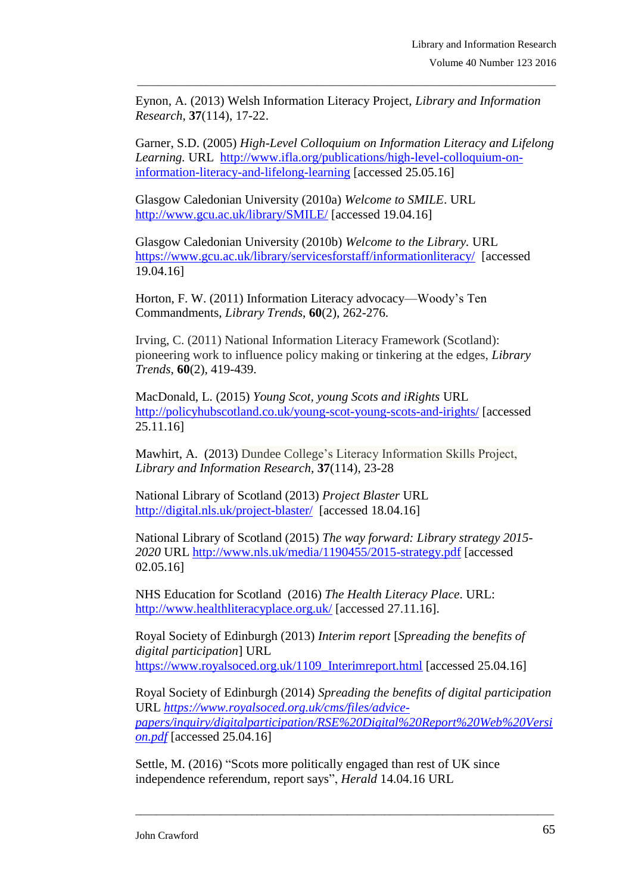Eynon, A. (2013) Welsh Information Literacy Project, *Library and Information Research*, **37**(114), 17-22.

Garner, S.D. (2005) *High-Level Colloquium on Information Literacy and Lifelong Learning.* URL http://www.ifla.org/publications/high-level-colloquium-on-information-literacy-and-lifelong-learning [accessed 25.05.16]

Glasgow Caledonian University (2010a) *Welcome to SMILE*. URL http://www.gcu.ac.uk/library/SMILE/ [accessed 19.04.16]

Glasgow Caledonian University (2010b) *Welcome to the Library.* URL https://www.gcu.ac.uk/library/servicesforstaff/informationliteracy/ [accessed 19.04.16]

Horton, F. W. (2011) Information Literacy advocacy—Woody's Ten Commandments, *Library Trends*, **60**(2), 262-276.

Irving, C. (2011) National Information Literacy Framework (Scotland): pioneering work to influence policy making or tinkering at the edges, *Library Trends*, **60**(2), 419-439.

MacDonald, L. (2015) *Young Scot, young Scots and iRights* URL http://policyhubscotland.co.uk/young-scot-young-scots-and-irights/ [accessed 25.11.16]

Mawhirt, A. (2013) Dundee College's Literacy Information Skills Project, *Library and Information Research*, **37**(114), 23-28

National Library of Scotland (2013) *Project Blaster* URL http://digital.nls.uk/project-blaster/ [accessed 18.04.16]

National Library of Scotland (2015) *The way forward: Library strategy 2015-2020* URL http://www.nls.uk/media/1190455/2015-strategy.pdf [accessed 02.05.16]

NHS Education for Scotland (2016) *The Health Literacy Place*. URL: http://www.healthliteracyplace.org.uk/ [accessed 27.11.16].

Royal Society of Edinburgh (2013) *Interim report* [*Spreading the benefits of digital participation*] URL https://www.royalsoced.org.uk/1109_Interimreport.html [accessed 25.04.16]

Royal Society of Edinburgh (2014) *Spreading the benefits of digital participation* URL *https://www.royalsoced.org.uk/cms/files/advice-papers/inquiry/digitalparticipation/RSE%20Digital%20Report%20Web%20Version.pdf* [accessed 25.04.16]

Settle, M. (2016) "Scots more politically engaged than rest of UK since independence referendum, report says", *Herald* 14.04.16 URL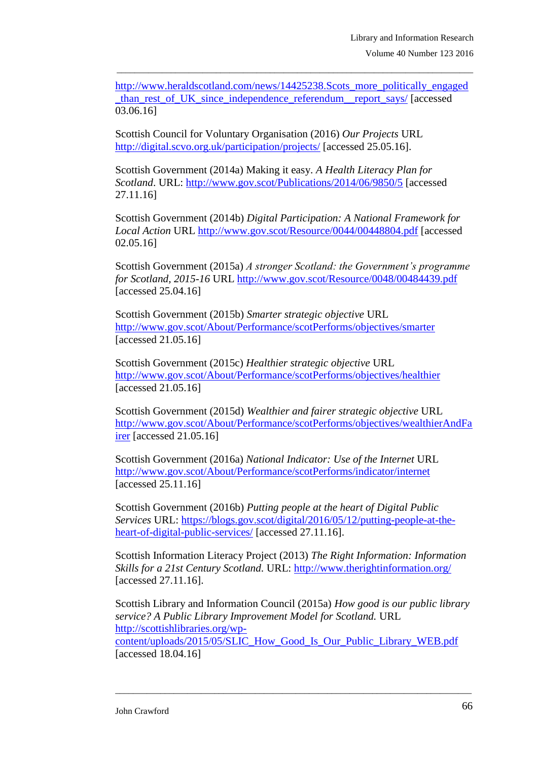http://www.heraldscotland.com/news/14425238.Scots_more_politically_engaged_than_rest_of_UK_since_independence_referendum__report_says/ [accessed 03.06.16]

Scottish Council for Voluntary Organisation (2016) *Our Projects* URL http://digital.scvo.org.uk/participation/projects/ [accessed 25.05.16].

Scottish Government (2014a) Making it easy. *A Health Literacy Plan for Scotland*. URL: http://www.gov.scot/Publications/2014/06/9850/5 [accessed 27.11.16]

Scottish Government (2014b) *Digital Participation: A National Framework for Local Action* URL http://www.gov.scot/Resource/0044/00448804.pdf [accessed 02.05.16]

Scottish Government (2015a) *A stronger Scotland: the Government's programme for Scotland, 2015-16* URL http://www.gov.scot/Resource/0048/00484439.pdf [accessed 25.04.16]

Scottish Government (2015b) *Smarter strategic objective* URL http://www.gov.scot/About/Performance/scotPerforms/objectives/smarter [accessed 21.05.16]

Scottish Government (2015c) *Healthier strategic objective* URL http://www.gov.scot/About/Performance/scotPerforms/objectives/healthier [accessed 21.05.16]

Scottish Government (2015d) *Wealthier and fairer strategic objective* URL http://www.gov.scot/About/Performance/scotPerforms/objectives/wealthierAndFairer [accessed 21.05.16]

Scottish Government (2016a) *National Indicator: Use of the Internet* URL http://www.gov.scot/About/Performance/scotPerforms/indicator/internet [accessed 25.11.16]

Scottish Government (2016b) *Putting people at the heart of Digital Public Services* URL: https://blogs.gov.scot/digital/2016/05/12/putting-people-at-the-heart-of-digital-public-services/ [accessed 27.11.16].

Scottish Information Literacy Project (2013) *The Right Information: Information Skills for a 21st Century Scotland.* URL: http://www.therightinformation.org/ [accessed 27.11.16].

Scottish Library and Information Council (2015a) *How good is our public library service? A Public Library Improvement Model for Scotland.* URL http://scottishlibraries.org/wp-content/uploads/2015/05/SLIC_How_Good_Is_Our_Public_Library_WEB.pdf [accessed 18.04.16]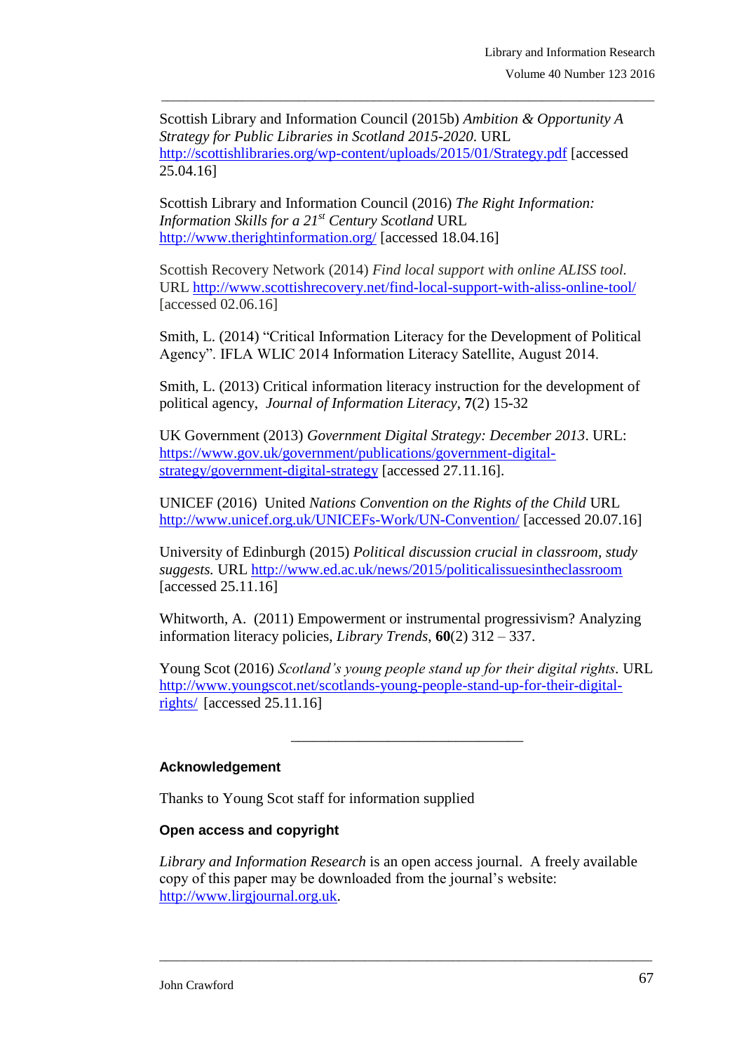Scottish Library and Information Council (2015b) *Ambition & Opportunity A Strategy for Public Libraries in Scotland 2015-2020*. URL http://scottishlibraries.org/wp-content/uploads/2015/01/Strategy.pdf [accessed 25.04.16]

Scottish Library and Information Council (2016) *The Right Information: Information Skills for a 21st Century Scotland* URL http://www.therightinformation.org/ [accessed 18.04.16]

Scottish Recovery Network (2014) *Find local support with online ALISS tool.* URL http://www.scottishrecovery.net/find-local-support-with-aliss-online-tool/ [accessed 02.06.16]

Smith, L. (2014) "Critical Information Literacy for the Development of Political Agency". IFLA WLIC 2014 Information Literacy Satellite, August 2014.

Smith, L. (2013) Critical information literacy instruction for the development of political agency, *Journal of Information Literacy*, **7**(2) 15-32

UK Government (2013) *Government Digital Strategy: December 2013*. URL: https://www.gov.uk/government/publications/government-digital-strategy/government-digital-strategy [accessed 27.11.16].

UNICEF (2016) United *Nations Convention on the Rights of the Child* URL http://www.unicef.org.uk/UNICEFs-Work/UN-Convention/ [accessed 20.07.16]

University of Edinburgh (2015) *Political discussion crucial in classroom, study suggests.* URL http://www.ed.ac.uk/news/2015/politicalissuesintheclassroom [accessed 25.11.16]

Whitworth, A. (2011) Empowerment or instrumental progressivism? Analyzing information literacy policies, *Library Trends*, **60**(2) 312 – 337.

Young Scot (2016) *Scotland's young people stand up for their digital rights*. URL http://www.youngscot.net/scotlands-young-people-stand-up-for-their-digital-rights/ [accessed 25.11.16]

---

#### Acknowledgement

Thanks to Young Scot staff for information supplied

#### Open access and copyright

*Library and Information Research* is an open access journal. A freely available copy of this paper may be downloaded from the journal's website: http://www.lirgjournal.org.uk.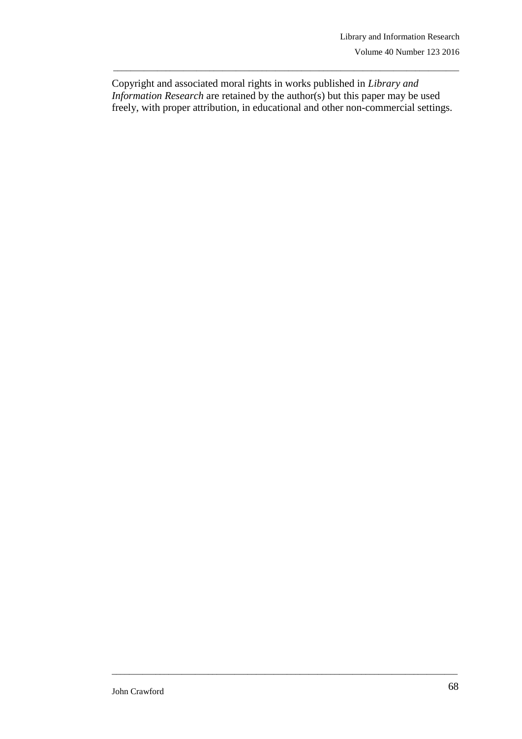Copyright and associated moral rights in works published in *Library and Information Research* are retained by the author(s) but this paper may be used freely, with proper attribution, in educational and other non-commercial settings.